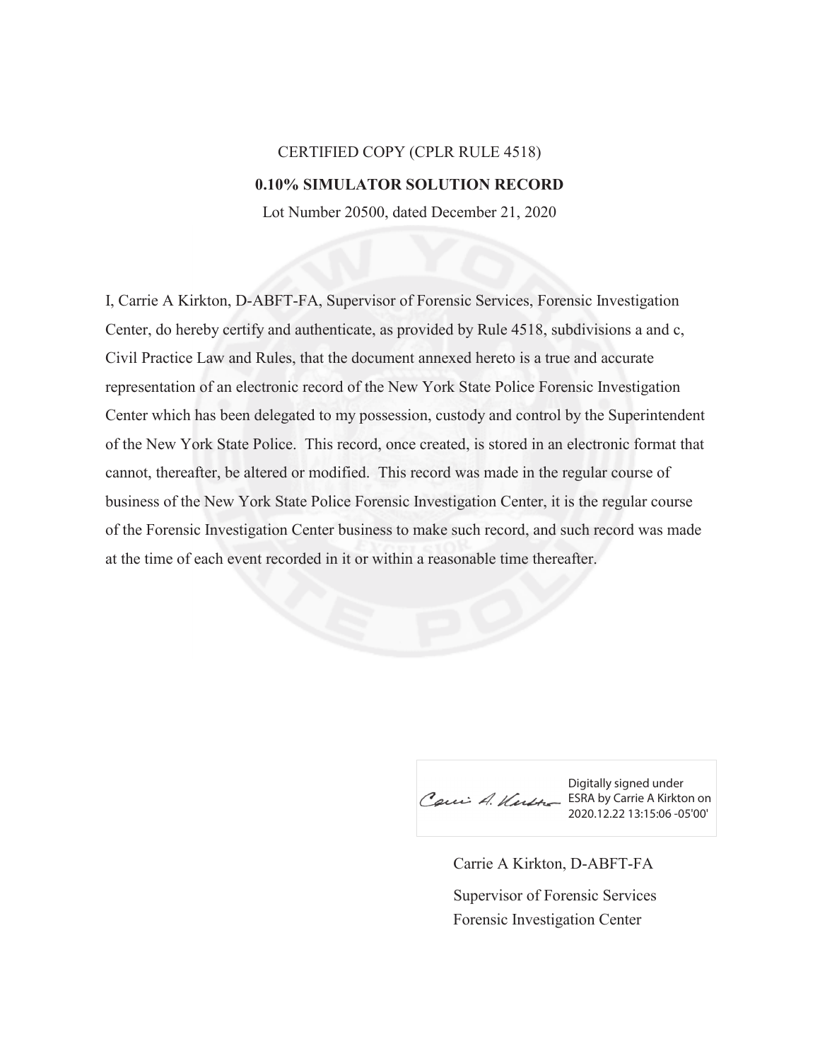CERTIFIED COPY (CPLR RULE 4518)

**0.10% SIMULATOR SOLUTION RECORD**

Lot Number 20500, dated December 21, 2020

I, Carrie A Kirkton, D-ABFT-FA, Supervisor of Forensic Services, Forensic Investigation Center, do hereby certify and authenticate, as provided by Rule 4518, subdivisions a and c, Civil Practice Law and Rules, that the document annexed hereto is a true and accurate representation of an electronic record of the New York State Police Forensic Investigation Center which has been delegated to my possession, custody and control by the Superintendent of the New York State Police. This record, once created, is stored in an electronic format that cannot, thereafter, be altered or modified. This record was made in the regular course of business of the New York State Police Forensic Investigation Center, it is the regular course of the Forensic Investigation Center business to make such record, and such record was made at the time of each event recorded in it or within a reasonable time thereafter.

Digitally signed under ESRA by Carrie A Kirkton on 2020.12.22 13:15:06 -05'00'

Carrie A Kirkton, D-ABFT-FA

Supervisor of Forensic Services

Forensic Investigation Center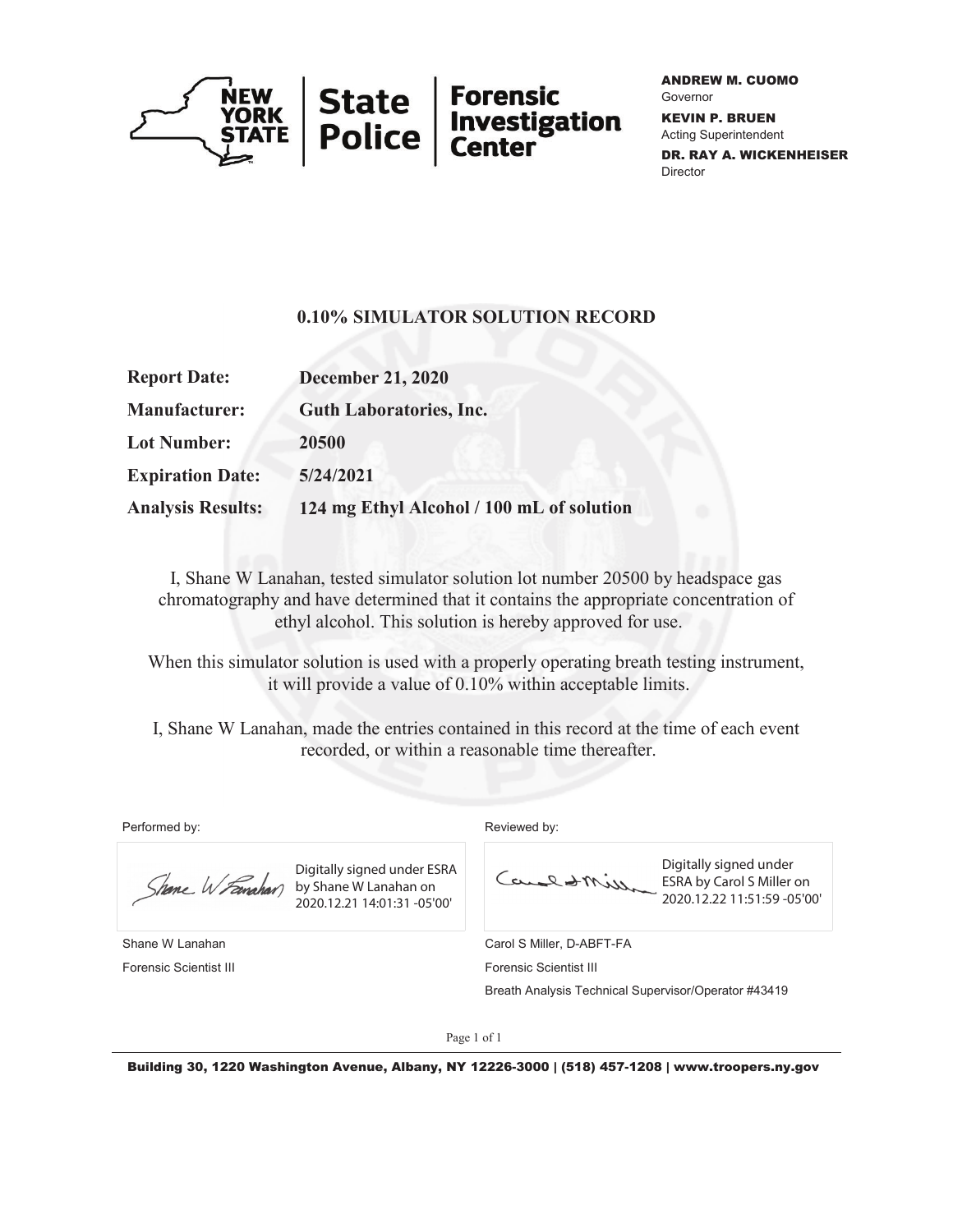NEW YORK STATE | State Police | Forensic Investigation Center

**ANDREW M. CUOMO**
Governor

**KEVIN P. BRUEN**
Acting Superintendent

**DR. RAY A. WICKENHEISER**
Director

## 0.10% SIMULATOR SOLUTION RECORD

| | |
|---|---|
| **Report Date:** | **December 21, 2020** |
| **Manufacturer:** | **Guth Laboratories, Inc.** |
| **Lot Number:** | **20500** |
| **Expiration Date:** | **5/24/2021** |
| **Analysis Results:** | **124 mg Ethyl Alcohol / 100 mL of solution** |

I, Shane W Lanahan, tested simulator solution lot number 20500 by headspace gas chromatography and have determined that it contains the appropriate concentration of ethyl alcohol. This solution is hereby approved for use.

When this simulator solution is used with a properly operating breath testing instrument, it will provide a value of 0.10% within acceptable limits.

I, Shane W Lanahan, made the entries contained in this record at the time of each event recorded, or within a reasonable time thereafter.

Performed by:

Digitally signed under ESRA by Shane W Lanahan on 2020.12.21 14:01:31 -05'00'

Shane W Lanahan
Forensic Scientist III

Reviewed by:

Digitally signed under ESRA by Carol S Miller on 2020.12.22 11:51:59 -05'00'

Carol S Miller, D-ABFT-FA
Forensic Scientist III
Breath Analysis Technical Supervisor/Operator #43419

Building 30, 1220 Washington Avenue, Albany, NY 12226-3000 | (518) 457-1208 | www.troopers.ny.gov